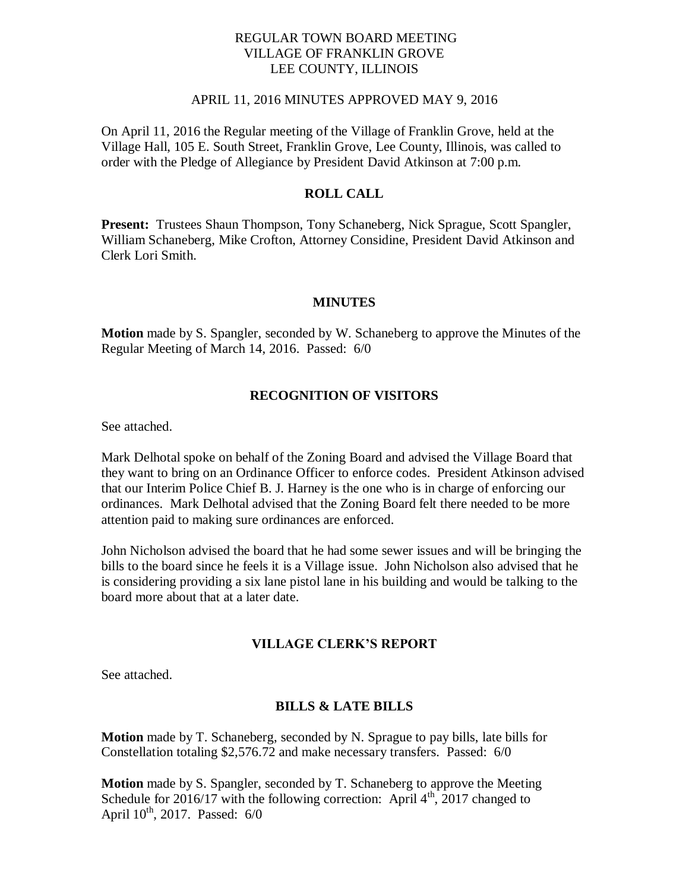REGULAR TOWN BOARD MEETING
VILLAGE OF FRANKLIN GROVE
LEE COUNTY, ILLINOIS

APRIL 11, 2016 MINUTES APPROVED MAY 9, 2016

On April 11, 2016 the Regular meeting of the Village of Franklin Grove, held at the Village Hall, 105 E. South Street, Franklin Grove, Lee County, Illinois, was called to order with the Pledge of Allegiance by President David Atkinson at 7:00 p.m.

## ROLL CALL

**Present:** Trustees Shaun Thompson, Tony Schaneberg, Nick Sprague, Scott Spangler, William Schaneberg, Mike Crofton, Attorney Considine, President David Atkinson and Clerk Lori Smith.

## MINUTES

**Motion** made by S. Spangler, seconded by W. Schaneberg to approve the Minutes of the Regular Meeting of March 14, 2016. Passed: 6/0

## RECOGNITION OF VISITORS

See attached.

Mark Delhotal spoke on behalf of the Zoning Board and advised the Village Board that they want to bring on an Ordinance Officer to enforce codes. President Atkinson advised that our Interim Police Chief B. J. Harney is the one who is in charge of enforcing our ordinances. Mark Delhotal advised that the Zoning Board felt there needed to be more attention paid to making sure ordinances are enforced.

John Nicholson advised the board that he had some sewer issues and will be bringing the bills to the board since he feels it is a Village issue. John Nicholson also advised that he is considering providing a six lane pistol lane in his building and would be talking to the board more about that at a later date.

## VILLAGE CLERK'S REPORT

See attached.

## BILLS & LATE BILLS

**Motion** made by T. Schaneberg, seconded by N. Sprague to pay bills, late bills for Constellation totaling $2,576.72 and make necessary transfers. Passed: 6/0

**Motion** made by S. Spangler, seconded by T. Schaneberg to approve the Meeting Schedule for 2016/17 with the following correction: April 4th, 2017 changed to April 10th, 2017. Passed: 6/0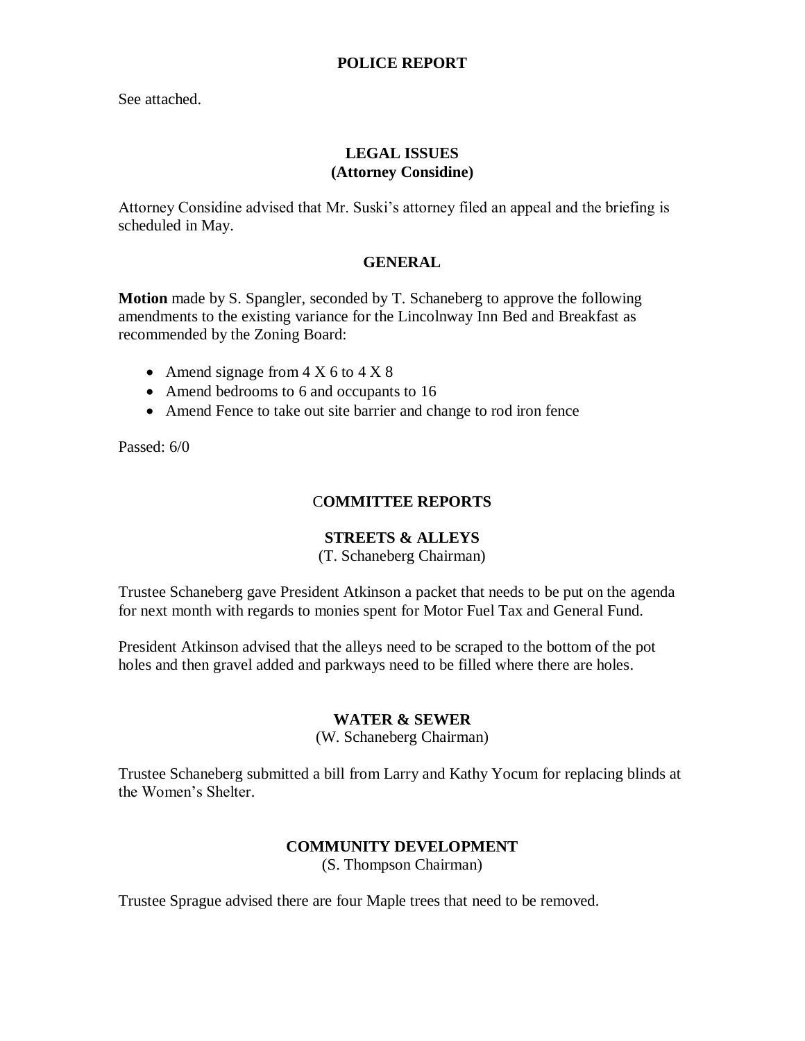## POLICE REPORT

See attached.

## LEGAL ISSUES
## (Attorney Considine)

Attorney Considine advised that Mr. Suski's attorney filed an appeal and the briefing is scheduled in May.

## GENERAL

**Motion** made by S. Spangler, seconded by T. Schaneberg to approve the following amendments to the existing variance for the Lincolnway Inn Bed and Breakfast as recommended by the Zoning Board:

- Amend signage from 4 X 6 to 4 X 8
- Amend bedrooms to 6 and occupants to 16
- Amend Fence to take out site barrier and change to rod iron fence

Passed: 6/0

## COMMITTEE REPORTS

### STREETS & ALLEYS
(T. Schaneberg Chairman)

Trustee Schaneberg gave President Atkinson a packet that needs to be put on the agenda for next month with regards to monies spent for Motor Fuel Tax and General Fund.

President Atkinson advised that the alleys need to be scraped to the bottom of the pot holes and then gravel added and parkways need to be filled where there are holes.

### WATER & SEWER
(W. Schaneberg Chairman)

Trustee Schaneberg submitted a bill from Larry and Kathy Yocum for replacing blinds at the Women's Shelter.

### COMMUNITY DEVELOPMENT
(S. Thompson Chairman)

Trustee Sprague advised there are four Maple trees that need to be removed.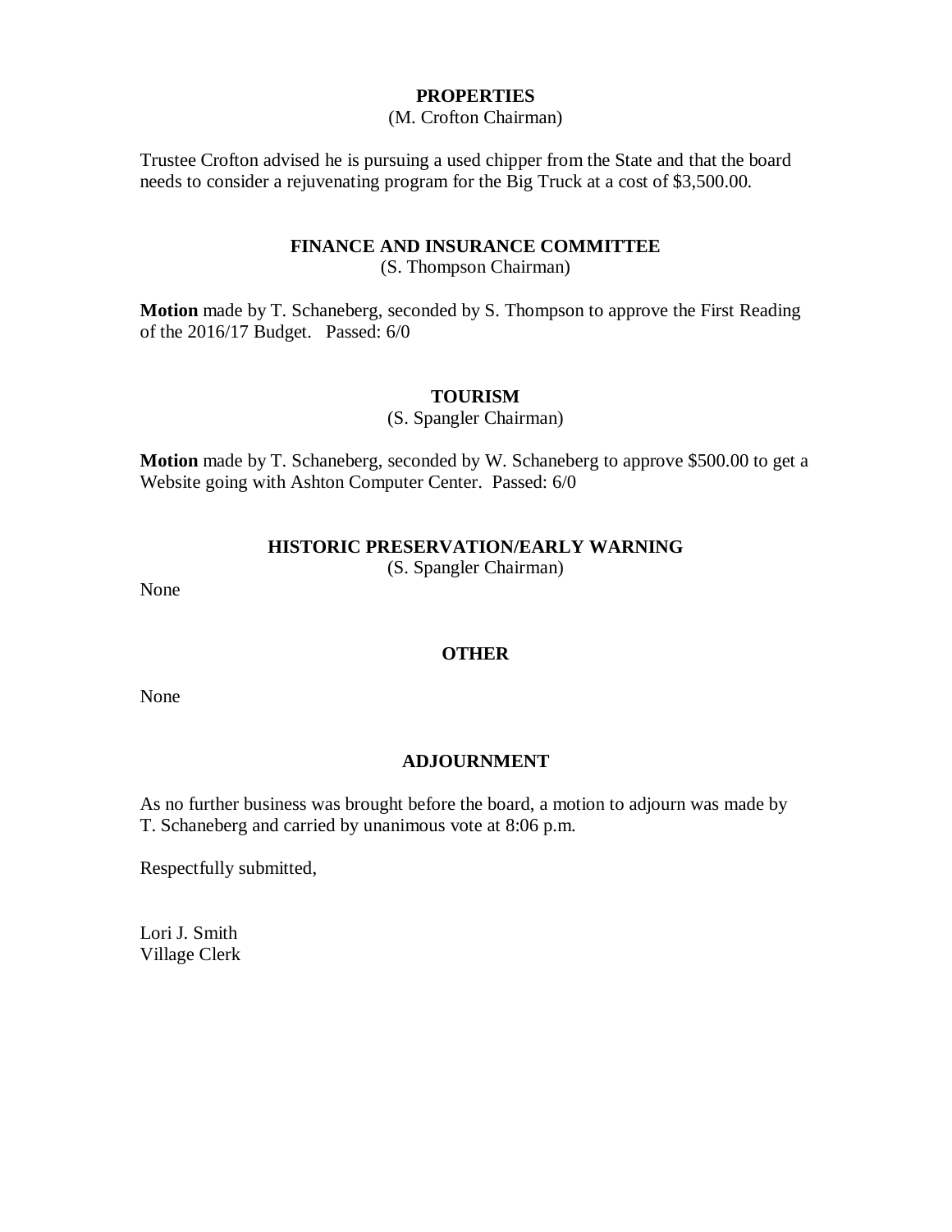**PROPERTIES**

(M. Crofton Chairman)

Trustee Crofton advised he is pursuing a used chipper from the State and that the board needs to consider a rejuvenating program for the Big Truck at a cost of $3,500.00.

**FINANCE AND INSURANCE COMMITTEE**

(S. Thompson Chairman)

**Motion** made by T. Schaneberg, seconded by S. Thompson to approve the First Reading of the 2016/17 Budget. Passed: 6/0

**TOURISM**

(S. Spangler Chairman)

**Motion** made by T. Schaneberg, seconded by W. Schaneberg to approve $500.00 to get a Website going with Ashton Computer Center. Passed: 6/0

**HISTORIC PRESERVATION/EARLY WARNING**

(S. Spangler Chairman)

None

**OTHER**

None

**ADJOURNMENT**

As no further business was brought before the board, a motion to adjourn was made by T. Schaneberg and carried by unanimous vote at 8:06 p.m.

Respectfully submitted,

Lori J. Smith
Village Clerk